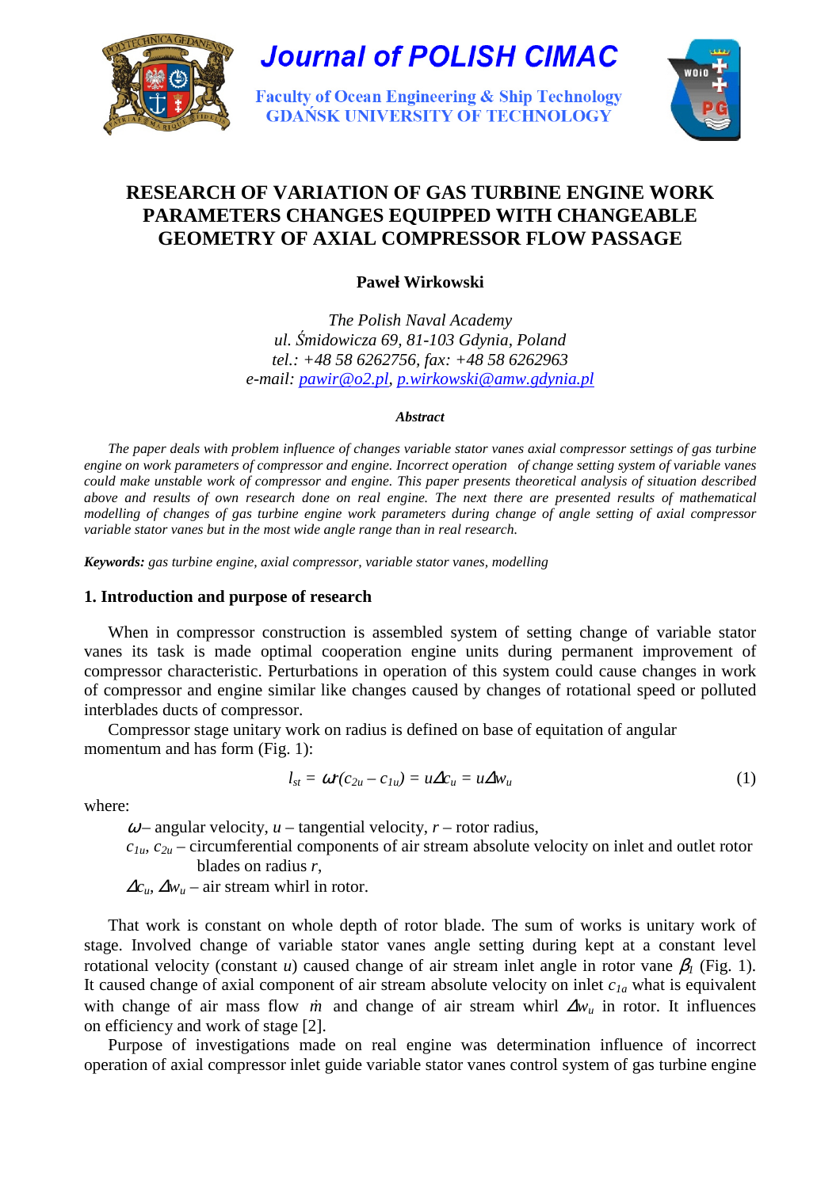# Journal of POLISH CIMAC

Faculty of Ocean Engineering & Ship Technology
GDAŃSK UNIVERSITY OF TECHNOLOGY

## RESEARCH OF VARIATION OF GAS TURBINE ENGINE WORK PARAMETERS CHANGES EQUIPPED WITH CHANGEABLE GEOMETRY OF AXIAL COMPRESSOR FLOW PASSAGE

**Paweł Wirkowski**

*The Polish Naval Academy*
*ul. Śmidowicza 69, 81-103 Gdynia, Poland*
*tel.: +48 58 6262756, fax: +48 58 6262963*
*e-mail: pawir@o2.pl, p.wirkowski@amw.gdynia.pl*

***Abstract***

*The paper deals with problem influence of changes variable stator vanes axial compressor settings of gas turbine engine on work parameters of compressor and engine. Incorrect operation of change setting system of variable vanes could make unstable work of compressor and engine. This paper presents theoretical analysis of situation described above and results of own research done on real engine. The next there are presented results of mathematical modelling of changes of gas turbine engine work parameters during change of angle setting of axial compressor variable stator vanes but in the most wide angle range than in real research.*

***Keywords:*** *gas turbine engine, axial compressor, variable stator vanes, modelling*

### 1. Introduction and purpose of research

When in compressor construction is assembled system of setting change of variable stator vanes its task is made optimal cooperation engine units during permanent improvement of compressor characteristic. Perturbations in operation of this system could cause changes in work of compressor and engine similar like changes caused by changes of rotational speed or polluted interblades ducts of compressor.

Compressor stage unitary work on radius is defined on base of equitation of angular momentum and has form (Fig. 1):

$$l_{st} = \omega r(c_{2u} - c_{1u}) = u\Delta c_u = u\Delta w_u \tag{1}$$

where:

$\omega$ – angular velocity, $u$ – tangential velocity, $r$ – rotor radius,

$c_{1u}$, $c_{2u}$ – circumferential components of air stream absolute velocity on inlet and outlet rotor blades on radius $r$,

$\Delta c_u$, $\Delta w_u$ – air stream whirl in rotor.

That work is constant on whole depth of rotor blade. The sum of works is unitary work of stage. Involved change of variable stator vanes angle setting during kept at a constant level rotational velocity (constant $u$) caused change of air stream inlet angle in rotor vane $\beta_1$ (Fig. 1). It caused change of axial component of air stream absolute velocity on inlet $c_{1a}$ what is equivalent with change of air mass flow $\dot{m}$ and change of air stream whirl $\Delta w_u$ in rotor. It influences on efficiency and work of stage [2].

Purpose of investigations made on real engine was determination influence of incorrect operation of axial compressor inlet guide variable stator vanes control system of gas turbine engine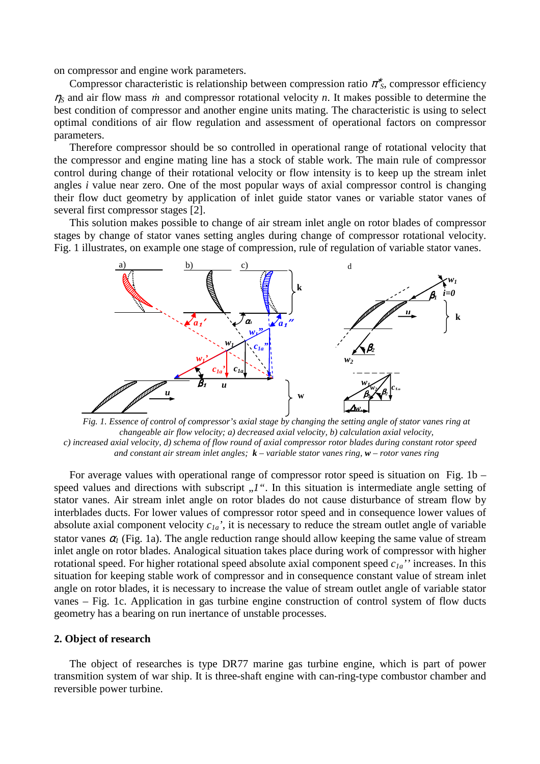on compressor and engine work parameters.

Compressor characteristic is relationship between compression ratio $\pi^*_S$, compressor efficiency $\eta_S$ and air flow mass $\dot{m}$ and compressor rotational velocity $n$. It makes possible to determine the best condition of compressor and another engine units mating. The characteristic is using to select optimal conditions of air flow regulation and assessment of operational factors on compressor parameters.

Therefore compressor should be so controlled in operational range of rotational velocity that the compressor and engine mating line has a stock of stable work. The main rule of compressor control during change of their rotational velocity or flow intensity is to keep up the stream inlet angles $i$ value near zero. One of the most popular ways of axial compressor control is changing their flow duct geometry by application of inlet guide stator vanes or variable stator vanes of several first compressor stages [2].

This solution makes possible to change of air stream inlet angle on rotor blades of compressor stages by change of stator vanes setting angles during change of compressor rotational velocity. Fig. 1 illustrates, on example one stage of compression, rule of regulation of variable stator vanes.

*Fig. 1. Essence of control of compressor's axial stage by changing the setting angle of stator vanes ring at changeable air flow velocity; a) decreased axial velocity, b) calculation axial velocity, c) increased axial velocity, d) schema of flow round of axial compressor rotor blades during constant rotor speed and constant air stream inlet angles;* ***k*** *– variable stator vanes ring,* ***w*** *– rotor vanes ring*

For average values with operational range of compressor rotor speed is situation on Fig. 1b – speed values and directions with subscript „*1*". In this situation is intermediate angle setting of stator vanes. Air stream inlet angle on rotor blades do not cause disturbance of stream flow by interblades ducts. For lower values of compressor rotor speed and in consequence lower values of absolute axial component velocity $c_{1a}$', it is necessary to reduce the stream outlet angle of variable stator vanes $\alpha_1$ (Fig. 1a). The angle reduction range should allow keeping the same value of stream inlet angle on rotor blades. Analogical situation takes place during work of compressor with higher rotational speed. For higher rotational speed absolute axial component speed $c_{1a}$'' increases. In this situation for keeping stable work of compressor and in consequence constant value of stream inlet angle on rotor blades, it is necessary to increase the value of stream outlet angle of variable stator vanes – Fig. 1c. Application in gas turbine engine construction of control system of flow ducts geometry has a bearing on run inertance of unstable processes.

## 2. Object of research

The object of researches is type DR77 marine gas turbine engine, which is part of power transmition system of war ship. It is three-shaft engine with can-ring-type combustor chamber and reversible power turbine.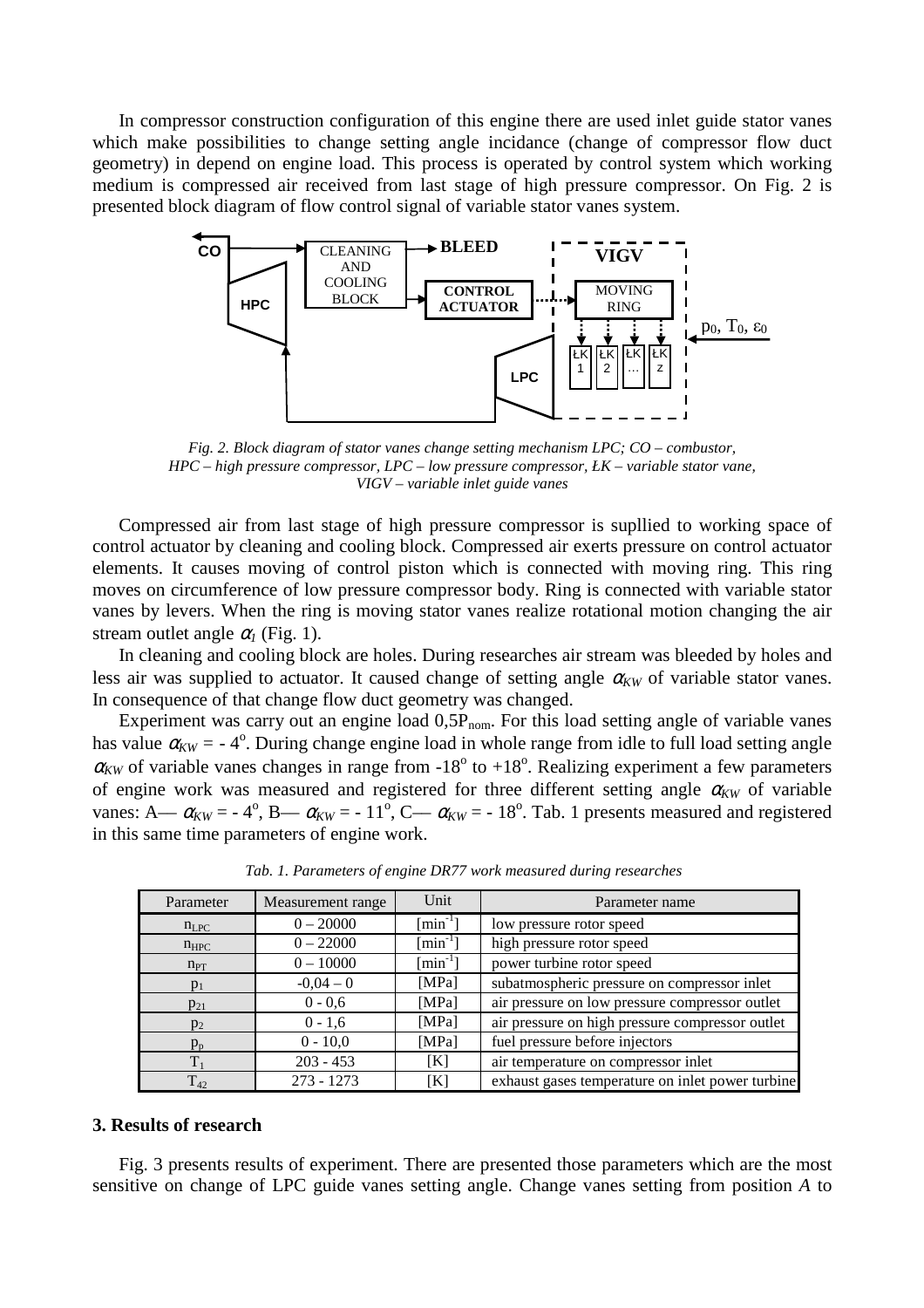In compressor construction configuration of this engine there are used inlet guide stator vanes which make possibilities to change setting angle incidance (change of compressor flow duct geometry) in depend on engine load. This process is operated by control system which working medium is compressed air received from last stage of high pressure compressor. On Fig. 2 is presented block diagram of flow control signal of variable stator vanes system.

*Fig. 2. Block diagram of stator vanes change setting mechanism LPC; CO – combustor, HPC – high pressure compressor, LPC – low pressure compressor, ŁK – variable stator vane, VIGV – variable inlet guide vanes*

Compressed air from last stage of high pressure compressor is supllied to working space of control actuator by cleaning and cooling block. Compressed air exerts pressure on control actuator elements. It causes moving of control piston which is connected with moving ring. This ring moves on circumference of low pressure compressor body. Ring is connected with variable stator vanes by levers. When the ring is moving stator vanes realize rotational motion changing the air stream outlet angle $\alpha_1$ (Fig. 1).

In cleaning and cooling block are holes. During researches air stream was bleeded by holes and less air was supplied to actuator. It caused change of setting angle $\alpha_{KW}$ of variable stator vanes. In consequence of that change flow duct geometry was changed.

Experiment was carry out an engine load $0{,}5P_{nom}$. For this load setting angle of variable vanes has value $\alpha_{KW} = -4^o$. During change engine load in whole range from idle to full load setting angle $\alpha_{KW}$ of variable vanes changes in range from $-18^o$ to $+18^o$. Realizing experiment a few parameters of engine work was measured and registered for three different setting angle $\alpha_{KW}$ of variable vanes: A— $\alpha_{KW} = -4^o$, B— $\alpha_{KW} = -11^o$, C— $\alpha_{KW} = -18^o$. Tab. 1 presents measured and registered in this same time parameters of engine work.

*Tab. 1. Parameters of engine DR77 work measured during researches*

| Parameter | Measurement range | Unit | Parameter name |
|---|---|---|---|
| $n_{LPC}$ | 0 – 20000 | [min$^{-1}$] | low pressure rotor speed |
| $n_{HPC}$ | 0 – 22000 | [min$^{-1}$] | high pressure rotor speed |
| $n_{PT}$ | 0 – 10000 | [min$^{-1}$] | power turbine rotor speed |
| $p_1$ | -0,04 – 0 | [MPa] | subatmospheric pressure on compressor inlet |
| $p_{21}$ | 0 - 0,6 | [MPa] | air pressure on low pressure compressor outlet |
| $p_2$ | 0 - 1,6 | [MPa] | air pressure on high pressure compressor outlet |
| $p_p$ | 0 - 10,0 | [MPa] | fuel pressure before injectors |
| $T_1$ | 203 - 453 | [K] | air temperature on compressor inlet |
| $T_{42}$ | 273 - 1273 | [K] | exhaust gases temperature on inlet power turbine |

### 3. Results of research

Fig. 3 presents results of experiment. There are presented those parameters which are the most sensitive on change of LPC guide vanes setting angle. Change vanes setting from position *A* to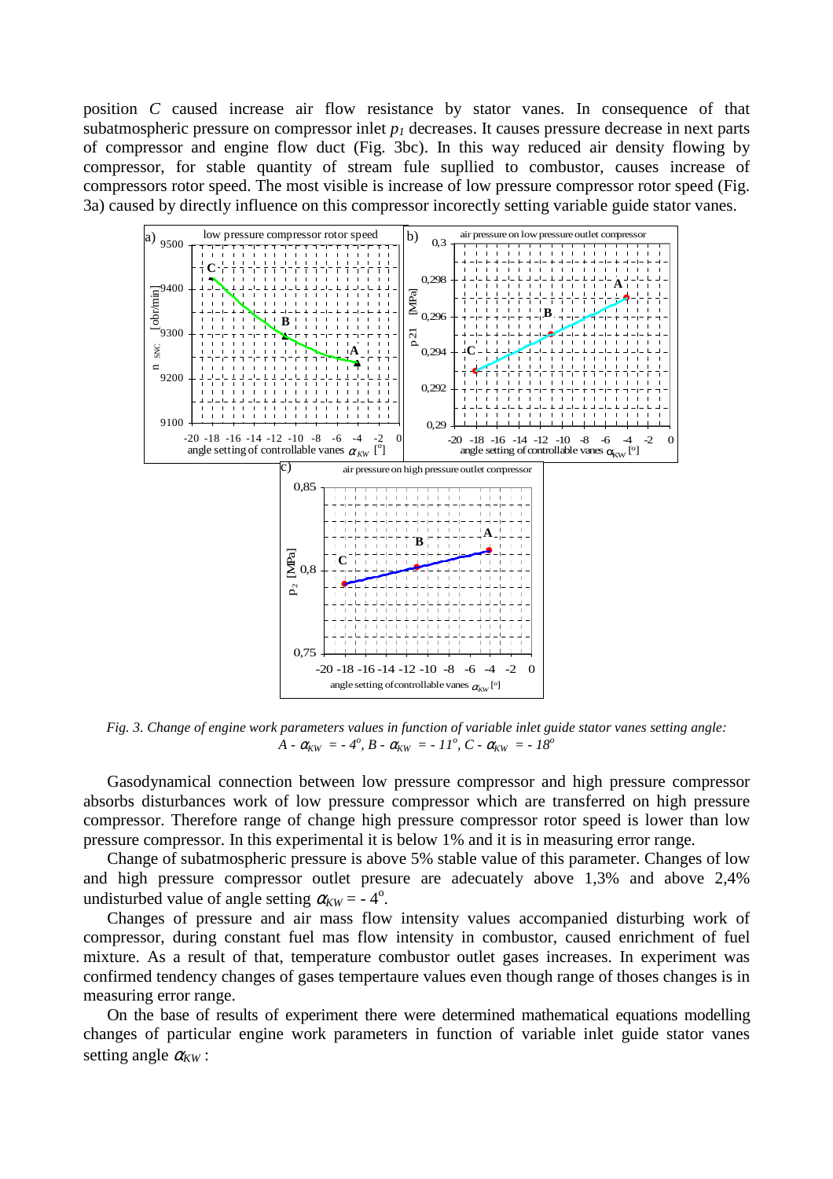position *C* caused increase air flow resistance by stator vanes. In consequence of that subatmospheric pressure on compressor inlet $p_1$ decreases. It causes pressure decrease in next parts of compressor and engine flow duct (Fig. 3bc). In this way reduced air density flowing by compressor, for stable quantity of stream fule supllied to combustor, causes increase of compressors rotor speed. The most visible is increase of low pressure compressor rotor speed (Fig. 3a) caused by directly influence on this compressor incorectly setting variable guide stator vanes.

*Fig. 3. Change of engine work parameters values in function of variable inlet guide stator vanes setting angle: $A$ - $\alpha_{KW}$ = - 4°, $B$ - $\alpha_{KW}$ = - 11°, $C$ - $\alpha_{KW}$ = - 18°*

Gasodynamical connection between low pressure compressor and high pressure compressor absorbs disturbances work of low pressure compressor which are transferred on high pressure compressor. Therefore range of change high pressure compressor rotor speed is lower than low pressure compressor. In this experimental it is below 1% and it is in measuring error range.

Change of subatmospheric pressure is above 5% stable value of this parameter. Changes of low and high pressure compressor outlet presure are adecuately above 1,3% and above 2,4% undisturbed value of angle setting $\alpha_{KW}$ = - 4°.

Changes of pressure and air mass flow intensity values accompanied disturbing work of compressor, during constant fuel mas flow intensity in combustor, caused enrichment of fuel mixture. As a result of that, temperature combustor outlet gases increases. In experiment was confirmed tendency changes of gases tempertaure values even though range of thoses changes is in measuring error range.

On the base of results of experiment there were determined mathematical equations modelling changes of particular engine work parameters in function of variable inlet guide stator vanes setting angle $\alpha_{KW}$ :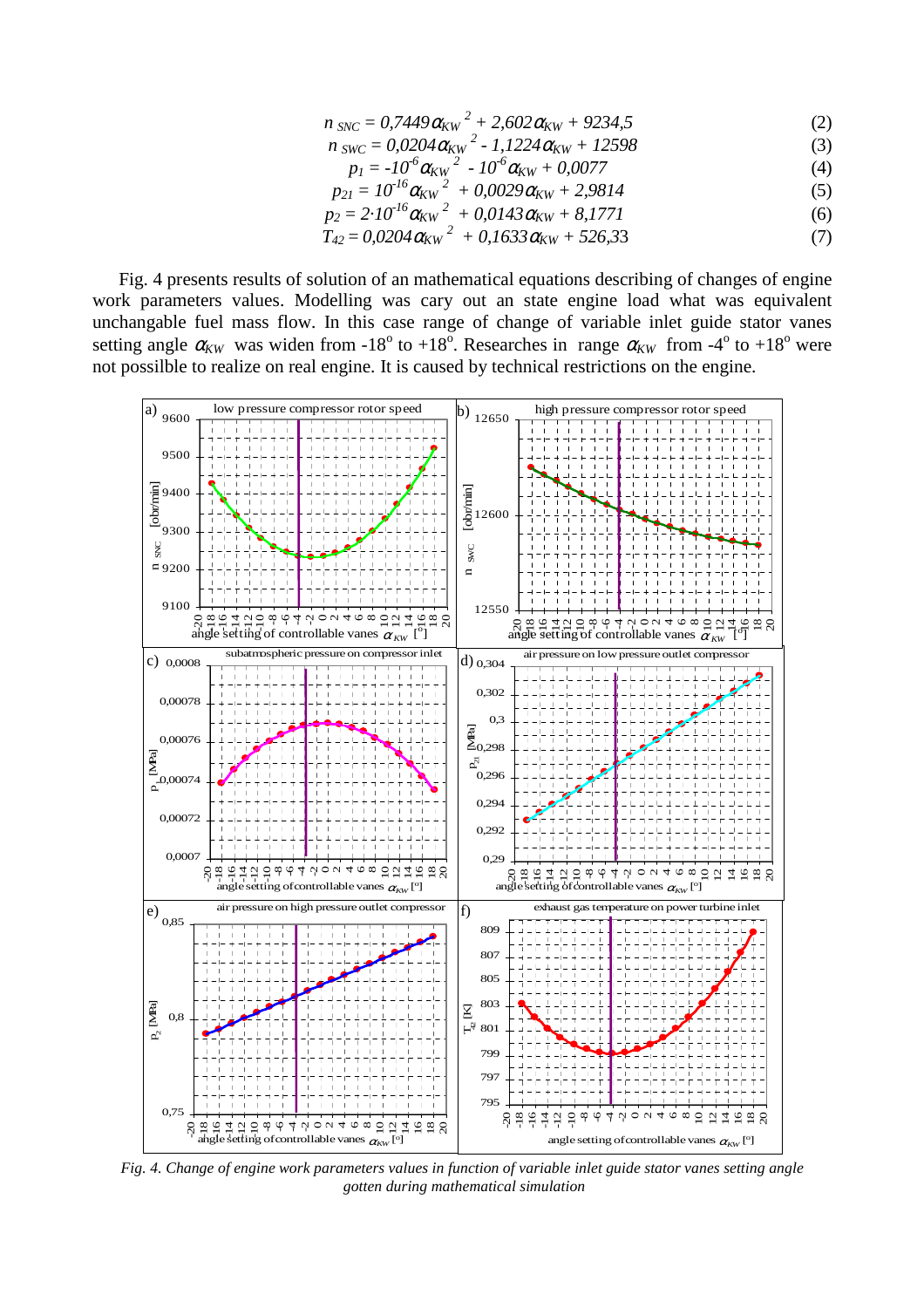$$n_{SNC} = 0{,}7449\alpha_{KW}^{2} + 2{,}602\alpha_{KW} + 9234{,}5 \quad (2)$$

$$n_{SWC} = 0{,}0204\alpha_{KW}^{2} - 1{,}1224\alpha_{KW} + 12598 \quad (3)$$

$$p_{1} = -10^{-6}\alpha_{KW}^{2} - 10^{-6}\alpha_{KW} + 0{,}0077 \quad (4)$$

$$p_{21} = 10^{-16}\alpha_{KW}^{2} + 0{,}0029\alpha_{KW} + 2{,}9814 \quad (5)$$

$$p_{2} = 2\cdot 10^{-16}\alpha_{KW}^{2} + 0{,}0143\alpha_{KW} + 8{,}1771 \quad (6)$$

$$T_{42} = 0{,}0204\alpha_{KW}^{2} + 0{,}1633\alpha_{KW} + 526{,}33 \quad (7)$$

Fig. 4 presents results of solution of an mathematical equations describing of changes of engine work parameters values. Modelling was cary out an state engine load what was equivalent unchangable fuel mass flow. In this case range of change of variable inlet guide stator vanes setting angle $\alpha_{KW}$ was widen from -18° to +18°. Researches in range $\alpha_{KW}$ from -4° to +18° were not possilble to realize on real engine. It is caused by technical restrictions on the engine.

*Fig. 4. Change of engine work parameters values in function of variable inlet guide stator vanes setting angle gotten during mathematical simulation*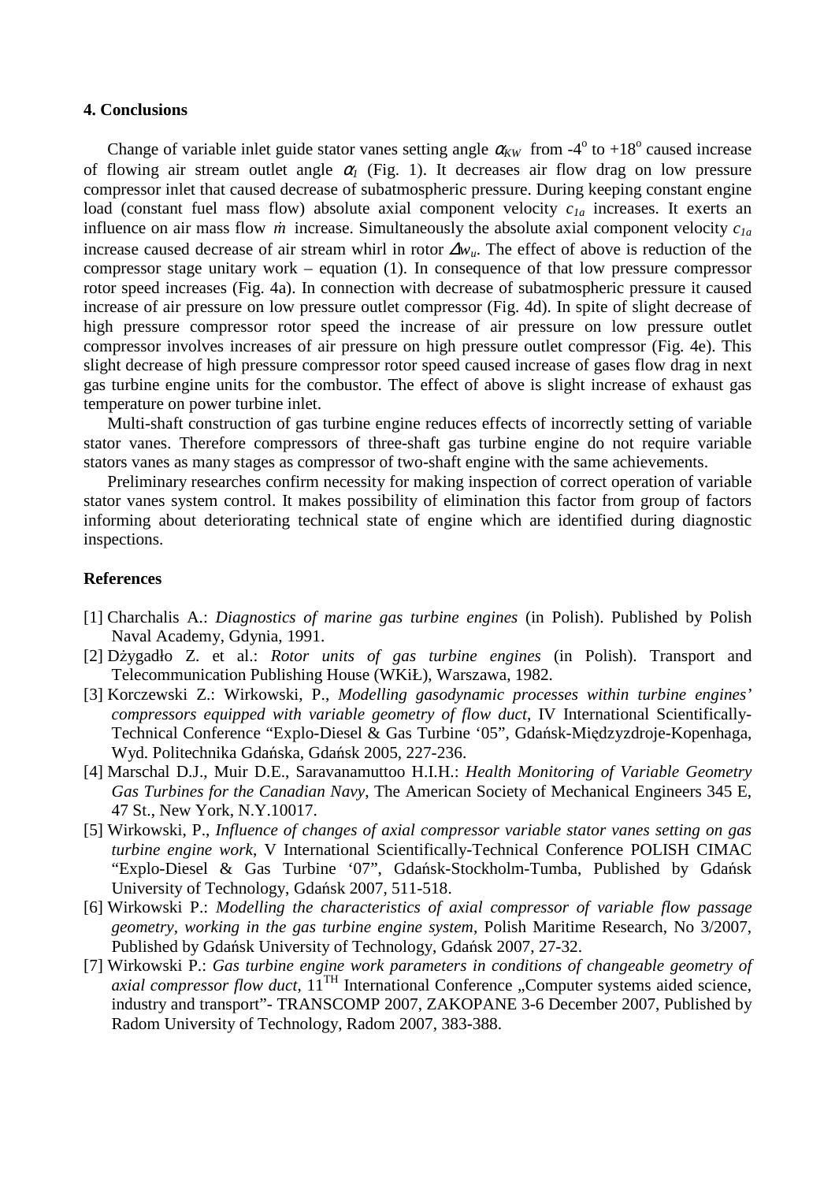## 4. Conclusions

Change of variable inlet guide stator vanes setting angle $\alpha_{KW}$ from -4$^o$ to +18$^o$ caused increase of flowing air stream outlet angle $\alpha_I$ (Fig. 1). It decreases air flow drag on low pressure compressor inlet that caused decrease of subatmospheric pressure. During keeping constant engine load (constant fuel mass flow) absolute axial component velocity $c_{1a}$ increases. It exerts an influence on air mass flow $\dot{m}$ increase. Simultaneously the absolute axial component velocity $c_{1a}$ increase caused decrease of air stream whirl in rotor $\Delta w_u$. The effect of above is reduction of the compressor stage unitary work – equation (1). In consequence of that low pressure compressor rotor speed increases (Fig. 4a). In connection with decrease of subatmospheric pressure it caused increase of air pressure on low pressure outlet compressor (Fig. 4d). In spite of slight decrease of high pressure compressor rotor speed the increase of air pressure on low pressure outlet compressor involves increases of air pressure on high pressure outlet compressor (Fig. 4e). This slight decrease of high pressure compressor rotor speed caused increase of gases flow drag in next gas turbine engine units for the combustor. The effect of above is slight increase of exhaust gas temperature on power turbine inlet.

Multi-shaft construction of gas turbine engine reduces effects of incorrectly setting of variable stator vanes. Therefore compressors of three-shaft gas turbine engine do not require variable stators vanes as many stages as compressor of two-shaft engine with the same achievements.

Preliminary researches confirm necessity for making inspection of correct operation of variable stator vanes system control. It makes possibility of elimination this factor from group of factors informing about deteriorating technical state of engine which are identified during diagnostic inspections.

## References

[1] Charchalis A.: *Diagnostics of marine gas turbine engines* (in Polish). Published by Polish Naval Academy, Gdynia, 1991.

[2] Dżygadło Z. et al.: *Rotor units of gas turbine engines* (in Polish). Transport and Telecommunication Publishing House (WKiŁ), Warszawa, 1982.

[3] Korczewski Z.: Wirkowski, P., *Modelling gasodynamic processes within turbine engines' compressors equipped with variable geometry of flow duct*, IV International Scientifically-Technical Conference "Explo-Diesel & Gas Turbine '05", Gdańsk-Międzyzdroje-Kopenhaga, Wyd. Politechnika Gdańska, Gdańsk 2005, 227-236.

[4] Marschal D.J., Muir D.E., Saravanamuttoo H.I.H.: *Health Monitoring of Variable Geometry Gas Turbines for the Canadian Navy*, The American Society of Mechanical Engineers 345 E, 47 St., New York, N.Y.10017.

[5] Wirkowski, P., *Influence of changes of axial compressor variable stator vanes setting on gas turbine engine work*, V International Scientifically-Technical Conference POLISH CIMAC "Explo-Diesel & Gas Turbine '07", Gdańsk-Stockholm-Tumba, Published by Gdańsk University of Technology, Gdańsk 2007, 511-518.

[6] Wirkowski P.: *Modelling the characteristics of axial compressor of variable flow passage geometry, working in the gas turbine engine system*, Polish Maritime Research, No 3/2007, Published by Gdańsk University of Technology, Gdańsk 2007, 27-32.

[7] Wirkowski P.: *Gas turbine engine work parameters in conditions of changeable geometry of axial compressor flow duct*, 11$^{TH}$ International Conference „Computer systems aided science, industry and transport"- TRANSCOMP 2007, ZAKOPANE 3-6 December 2007, Published by Radom University of Technology, Radom 2007, 383-388.